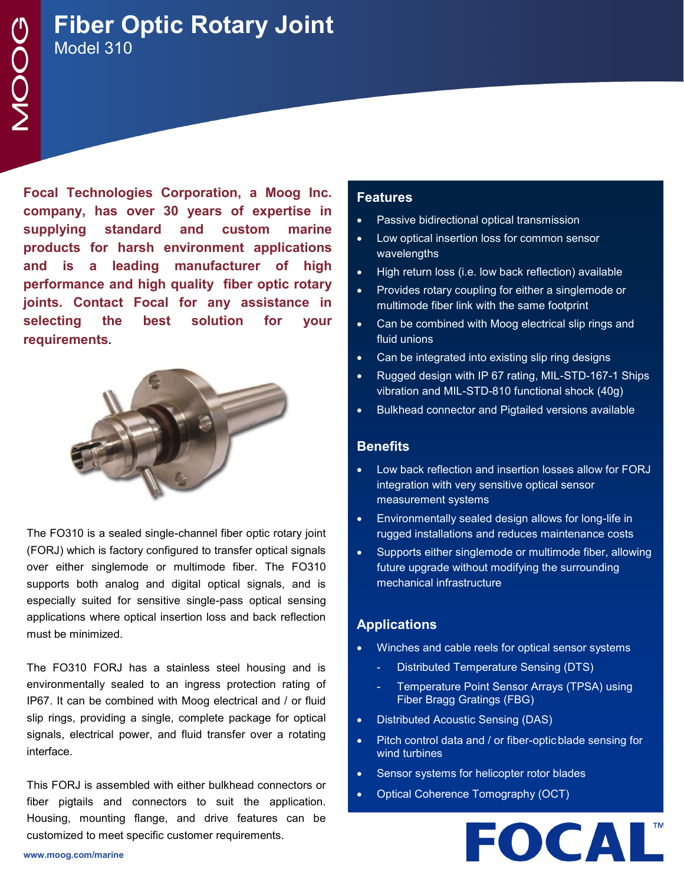# Fiber Optic Rotary Joint

Model 310

**Focal Technologies Corporation, a Moog Inc. company, has over 30 years of expertise in supplying standard and custom marine products for harsh environment applications and is a leading manufacturer of high performance and high quality fiber optic rotary joints. Contact Focal for any assistance in selecting the best solution for your requirements.**

The FO310 is a sealed single-channel fiber optic rotary joint (FORJ) which is factory configured to transfer optical signals over either singlemode or multimode fiber. The FO310 supports both analog and digital optical signals, and is especially suited for sensitive single-pass optical sensing applications where optical insertion loss and back reflection must be minimized.

The FO310 FORJ has a stainless steel housing and is environmentally sealed to an ingress protection rating of IP67. It can be combined with Moog electrical and / or fluid slip rings, providing a single, complete package for optical signals, electrical power, and fluid transfer over a rotating interface.

This FORJ is assembled with either bulkhead connectors or fiber pigtails and connectors to suit the application. Housing, mounting flange, and drive features can be customized to meet specific customer requirements.

## Features

- Passive bidirectional optical transmission
- Low optical insertion loss for common sensor wavelengths
- High return loss (i.e. low back reflection) available
- Provides rotary coupling for either a singlemode or multimode fiber link with the same footprint
- Can be combined with Moog electrical slip rings and fluid unions
- Can be integrated into existing slip ring designs
- Rugged design with IP 67 rating, MIL-STD-167-1 Ships vibration and MIL-STD-810 functional shock (40g)
- Bulkhead connector and Pigtailed versions available

## Benefits

- Low back reflection and insertion losses allow for FORJ integration with very sensitive optical sensor measurement systems
- Environmentally sealed design allows for long-life in rugged installations and reduces maintenance costs
- Supports either singlemode or multimode fiber, allowing future upgrade without modifying the surrounding mechanical infrastructure

## Applications

- Winches and cable reels for optical sensor systems
  - Distributed Temperature Sensing (DTS)
  - Temperature Point Sensor Arrays (TPSA) using Fiber Bragg Gratings (FBG)
- Distributed Acoustic Sensing (DAS)
- Pitch control data and / or fiber-optic blade sensing for wind turbines
- Sensor systems for helicopter rotor blades
- Optical Coherence Tomography (OCT)

www.moog.com/marine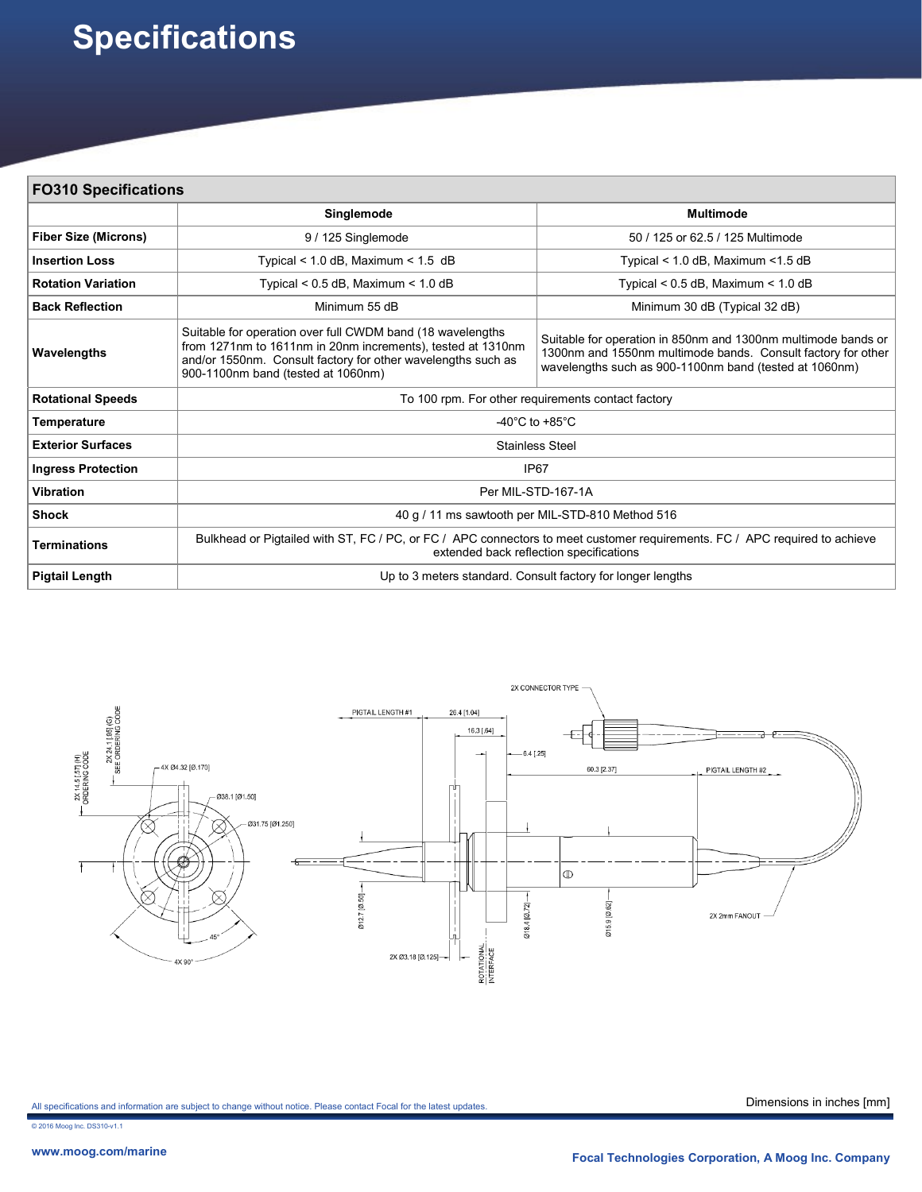# Specifications

| FO310 Specifications | | |
|---|---|---|
| | **Singlemode** | **Multimode** |
| **Fiber Size (Microns)** | 9 / 125 Singlemode | 50 / 125 or 62.5 / 125 Multimode |
| **Insertion Loss** | Typical < 1.0 dB, Maximum < 1.5 dB | Typical < 1.0 dB, Maximum <1.5 dB |
| **Rotation Variation** | Typical < 0.5 dB, Maximum < 1.0 dB | Typical < 0.5 dB, Maximum < 1.0 dB |
| **Back Reflection** | Minimum 55 dB | Minimum 30 dB (Typical 32 dB) |
| **Wavelengths** | Suitable for operation over full CWDM band (18 wavelengths from 1271nm to 1611nm in 20nm increments), tested at 1310nm and/or 1550nm. Consult factory for other wavelengths such as 900-1100nm band (tested at 1060nm) | Suitable for operation in 850nm and 1300nm multimode bands or 1300nm and 1550nm multimode bands. Consult factory for other wavelengths such as 900-1100nm band (tested at 1060nm) |
| **Rotational Speeds** | To 100 rpm. For other requirements contact factory | |
| **Temperature** | -40°C to +85°C | |
| **Exterior Surfaces** | Stainless Steel | |
| **Ingress Protection** | IP67 | |
| **Vibration** | Per MIL-STD-167-1A | |
| **Shock** | 40 g / 11 ms sawtooth per MIL-STD-810 Method 516 | |
| **Terminations** | Bulkhead or Pigtailed with ST, FC / PC, or FC / APC connectors to meet customer requirements. FC / APC required to achieve extended back reflection specifications | |
| **Pigtail Length** | Up to 3 meters standard. Consult factory for longer lengths | |

2X 14.5 [.57] (H) ORDERING CODE
2X 24.1 [.95] (G) SEE ORDERING CODE
4X Ø4.32 [Ø.170]
Ø38.1 [Ø1.50]
Ø31.75 [Ø1.250]
45°
4X 90°
PIGTAIL LENGTH #1
26.4 [1.04]
16.3 [.64]
6.4 [.25]
2X CONNECTOR TYPE
60.3 [2.37]
PIGTAIL LENGTH #2
Ø12.7 [Ø.50]
Ø18.4 [Ø2.72]
Ø15.9 [Ø.62]
2X Ø3.18 [Ø.125]
ROTATIONAL INTERFACE
2X 2mm FANOUT

All specifications and information are subject to change without notice. Please contact Focal for the latest updates.

Dimensions in inches [mm]

© 2016 Moog Inc. DS310-v1.1

www.moog.com/marine

Focal Technologies Corporation, A Moog Inc. Company